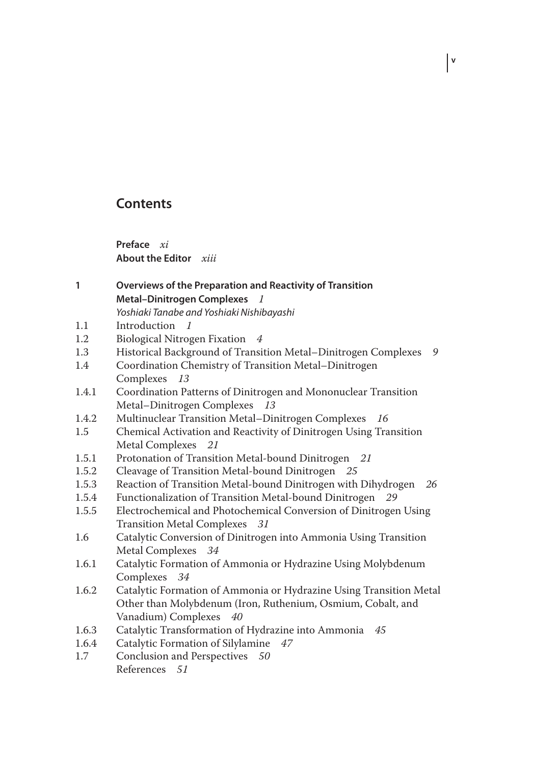# Contents

**Preface** *xi*
**About the Editor** *xiii*

**1 Overviews of the Preparation and Reactivity of Transition Metal–Dinitrogen Complexes** *1*
*Yoshiaki Tanabe and Yoshiaki Nishibayashi*

1.1 Introduction *1*
1.2 Biological Nitrogen Fixation *4*
1.3 Historical Background of Transition Metal–Dinitrogen Complexes *9*
1.4 Coordination Chemistry of Transition Metal–Dinitrogen Complexes *13*
1.4.1 Coordination Patterns of Dinitrogen and Mononuclear Transition Metal–Dinitrogen Complexes *13*
1.4.2 Multinuclear Transition Metal–Dinitrogen Complexes *16*
1.5 Chemical Activation and Reactivity of Dinitrogen Using Transition Metal Complexes *21*
1.5.1 Protonation of Transition Metal-bound Dinitrogen *21*
1.5.2 Cleavage of Transition Metal-bound Dinitrogen *25*
1.5.3 Reaction of Transition Metal-bound Dinitrogen with Dihydrogen *26*
1.5.4 Functionalization of Transition Metal-bound Dinitrogen *29*
1.5.5 Electrochemical and Photochemical Conversion of Dinitrogen Using Transition Metal Complexes *31*
1.6 Catalytic Conversion of Dinitrogen into Ammonia Using Transition Metal Complexes *34*
1.6.1 Catalytic Formation of Ammonia or Hydrazine Using Molybdenum Complexes *34*
1.6.2 Catalytic Formation of Ammonia or Hydrazine Using Transition Metal Other than Molybdenum (Iron, Ruthenium, Osmium, Cobalt, and Vanadium) Complexes *40*
1.6.3 Catalytic Transformation of Hydrazine into Ammonia *45*
1.6.4 Catalytic Formation of Silylamine *47*
1.7 Conclusion and Perspectives *50*
References *51*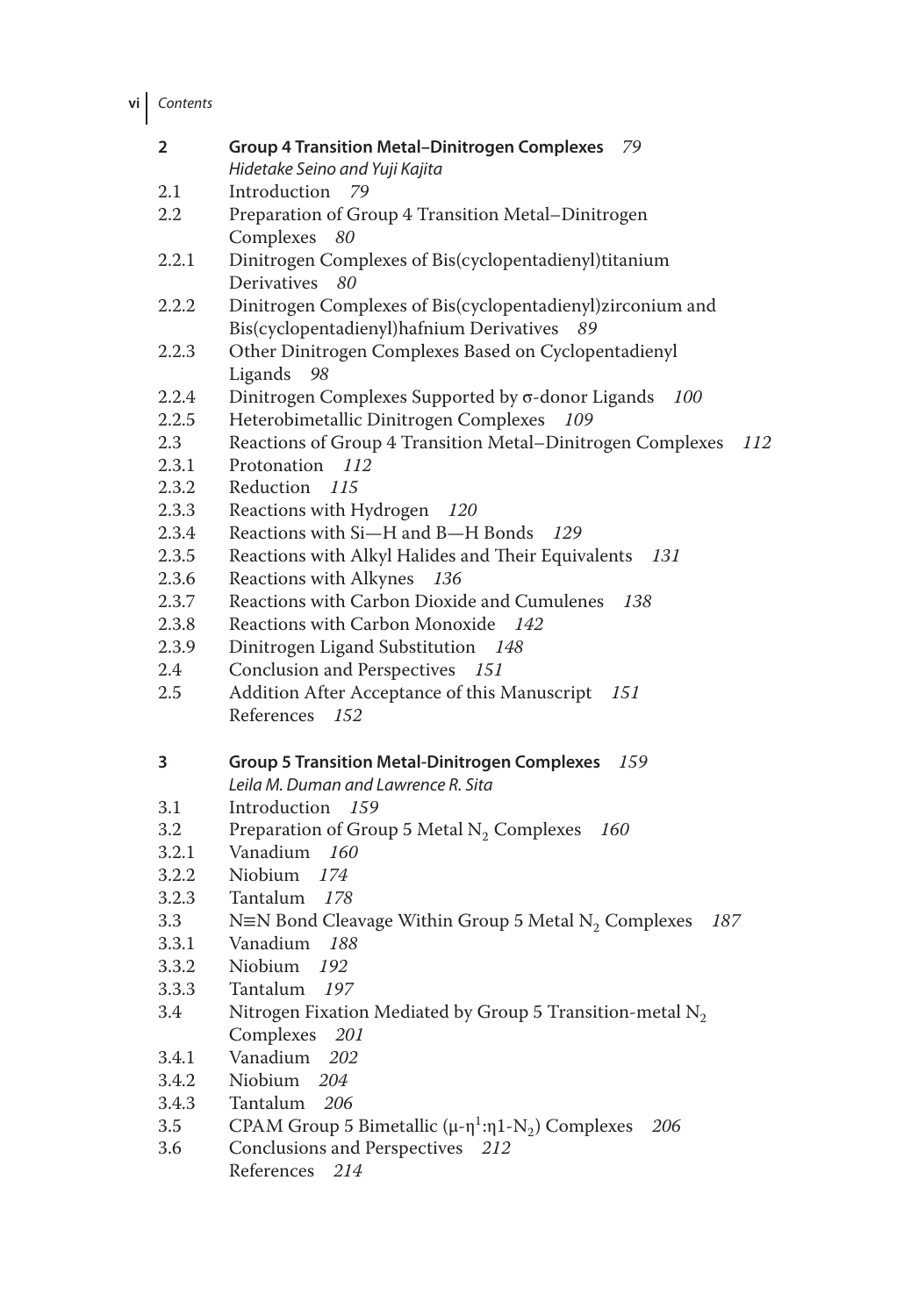| | | |
|---|---|---|
| **2** | **Group 4 Transition Metal–Dinitrogen Complexes** | *79* |
| | *Hidetake Seino and Yuji Kajita* | |
| 2.1 | Introduction | *79* |
| 2.2 | Preparation of Group 4 Transition Metal–Dinitrogen Complexes | *80* |
| 2.2.1 | Dinitrogen Complexes of Bis(cyclopentadienyl)titanium Derivatives | *80* |
| 2.2.2 | Dinitrogen Complexes of Bis(cyclopentadienyl)zirconium and Bis(cyclopentadienyl)hafnium Derivatives | *89* |
| 2.2.3 | Other Dinitrogen Complexes Based on Cyclopentadienyl Ligands | *98* |
| 2.2.4 | Dinitrogen Complexes Supported by σ-donor Ligands | *100* |
| 2.2.5 | Heterobimetallic Dinitrogen Complexes | *109* |
| 2.3 | Reactions of Group 4 Transition Metal–Dinitrogen Complexes | *112* |
| 2.3.1 | Protonation | *112* |
| 2.3.2 | Reduction | *115* |
| 2.3.3 | Reactions with Hydrogen | *120* |
| 2.3.4 | Reactions with Si—H and B—H Bonds | *129* |
| 2.3.5 | Reactions with Alkyl Halides and Their Equivalents | *131* |
| 2.3.6 | Reactions with Alkynes | *136* |
| 2.3.7 | Reactions with Carbon Dioxide and Cumulenes | *138* |
| 2.3.8 | Reactions with Carbon Monoxide | *142* |
| 2.3.9 | Dinitrogen Ligand Substitution | *148* |
| 2.4 | Conclusion and Perspectives | *151* |
| 2.5 | Addition After Acceptance of this Manuscript | *151* |
| | References | *152* |
| **3** | **Group 5 Transition Metal-Dinitrogen Complexes** | *159* |
| | *Leila M. Duman and Lawrence R. Sita* | |
| 3.1 | Introduction | *159* |
| 3.2 | Preparation of Group 5 Metal $N_2$ Complexes | *160* |
| 3.2.1 | Vanadium | *160* |
| 3.2.2 | Niobium | *174* |
| 3.2.3 | Tantalum | *178* |
| 3.3 | N≡N Bond Cleavage Within Group 5 Metal $N_2$ Complexes | *187* |
| 3.3.1 | Vanadium | *188* |
| 3.3.2 | Niobium | *192* |
| 3.3.3 | Tantalum | *197* |
| 3.4 | Nitrogen Fixation Mediated by Group 5 Transition-metal $N_2$ Complexes | *201* |
| 3.4.1 | Vanadium | *202* |
| 3.4.2 | Niobium | *204* |
| 3.4.3 | Tantalum | *206* |
| 3.5 | CPAM Group 5 Bimetallic ($\mu$-$\eta^1$:$\eta$1-$N_2$) Complexes | *206* |
| 3.6 | Conclusions and Perspectives | *212* |
| | References | *214* |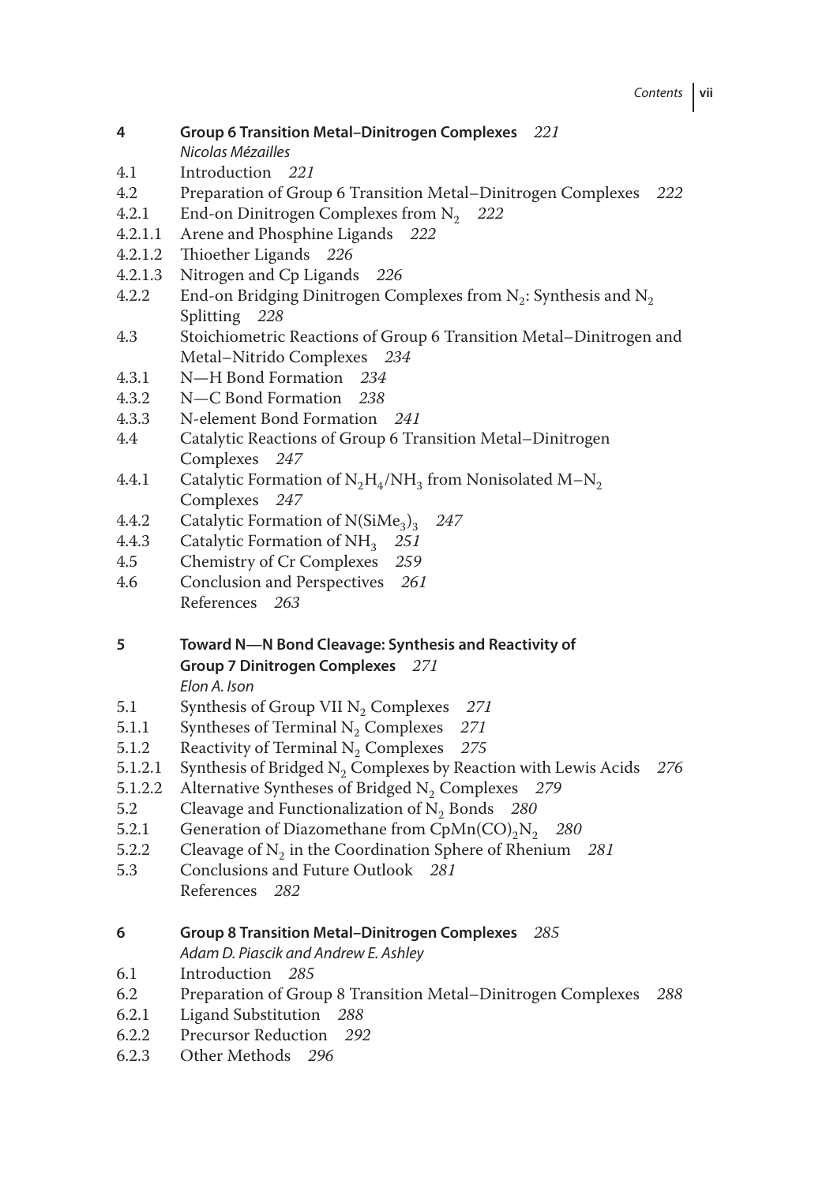**4 Group 6 Transition Metal–Dinitrogen Complexes** *221*
*Nicolas Mézailles*

4.1 Introduction *221*
4.2 Preparation of Group 6 Transition Metal–Dinitrogen Complexes *222*
4.2.1 End-on Dinitrogen Complexes from $N_2$ *222*
4.2.1.1 Arene and Phosphine Ligands *222*
4.2.1.2 Thioether Ligands *226*
4.2.1.3 Nitrogen and Cp Ligands *226*
4.2.2 End-on Bridging Dinitrogen Complexes from $N_2$: Synthesis and $N_2$ Splitting *228*
4.3 Stoichiometric Reactions of Group 6 Transition Metal–Dinitrogen and Metal–Nitrido Complexes *234*
4.3.1 N—H Bond Formation *234*
4.3.2 N—C Bond Formation *238*
4.3.3 N-element Bond Formation *241*
4.4 Catalytic Reactions of Group 6 Transition Metal–Dinitrogen Complexes *247*
4.4.1 Catalytic Formation of $N_2H_4/NH_3$ from Nonisolated M–$N_2$ Complexes *247*
4.4.2 Catalytic Formation of $N(SiMe_3)_3$ *247*
4.4.3 Catalytic Formation of $NH_3$ *251*
4.5 Chemistry of Cr Complexes *259*
4.6 Conclusion and Perspectives *261*
References *263*

**5 Toward N—N Bond Cleavage: Synthesis and Reactivity of Group 7 Dinitrogen Complexes** *271*
*Elon A. Ison*

5.1 Synthesis of Group VII $N_2$ Complexes *271*
5.1.1 Syntheses of Terminal $N_2$ Complexes *271*
5.1.2 Reactivity of Terminal $N_2$ Complexes *275*
5.1.2.1 Synthesis of Bridged $N_2$ Complexes by Reaction with Lewis Acids *276*
5.1.2.2 Alternative Syntheses of Bridged $N_2$ Complexes *279*
5.2 Cleavage and Functionalization of $N_2$ Bonds *280*
5.2.1 Generation of Diazomethane from $CpMn(CO)_2N_2$ *280*
5.2.2 Cleavage of $N_2$ in the Coordination Sphere of Rhenium *281*
5.3 Conclusions and Future Outlook *281*
References *282*

**6 Group 8 Transition Metal–Dinitrogen Complexes** *285*
*Adam D. Piascik and Andrew E. Ashley*

6.1 Introduction *285*
6.2 Preparation of Group 8 Transition Metal–Dinitrogen Complexes *288*
6.2.1 Ligand Substitution *288*
6.2.2 Precursor Reduction *292*
6.2.3 Other Methods *296*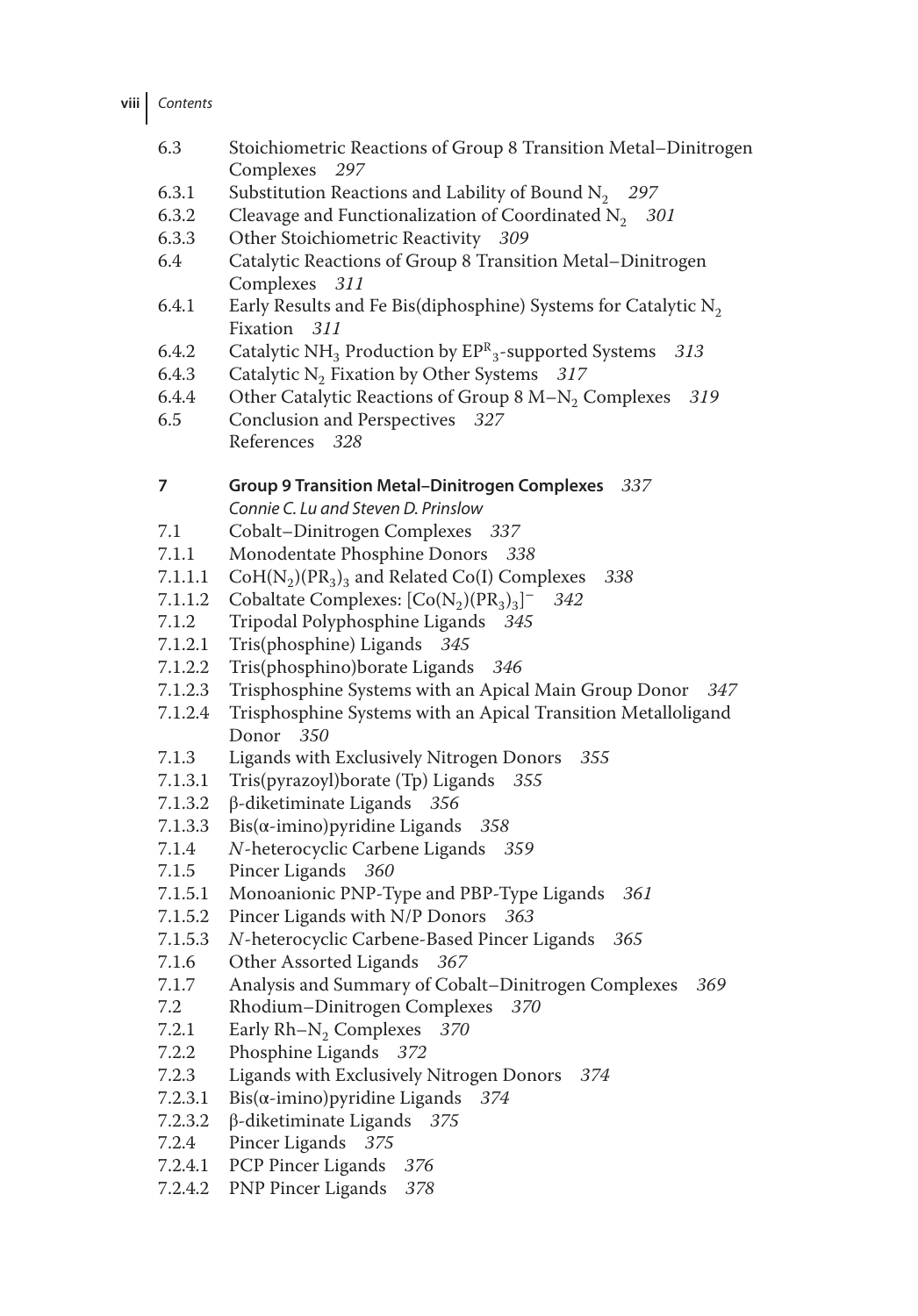6.3 Stoichiometric Reactions of Group 8 Transition Metal–Dinitrogen Complexes *297*
6.3.1 Substitution Reactions and Lability of Bound $N_2$ *297*
6.3.2 Cleavage and Functionalization of Coordinated $N_2$ *301*
6.3.3 Other Stoichiometric Reactivity *309*
6.4 Catalytic Reactions of Group 8 Transition Metal–Dinitrogen Complexes *311*
6.4.1 Early Results and Fe Bis(diphosphine) Systems for Catalytic $N_2$ Fixation *311*
6.4.2 Catalytic $NH_3$ Production by $EP^R{}_3$-supported Systems *313*
6.4.3 Catalytic $N_2$ Fixation by Other Systems *317*
6.4.4 Other Catalytic Reactions of Group 8 M–$N_2$ Complexes *319*
6.5 Conclusion and Perspectives *327*
References *328*

**7 Group 9 Transition Metal–Dinitrogen Complexes** *337*
*Connie C. Lu and Steven D. Prinslow*
7.1 Cobalt–Dinitrogen Complexes *337*
7.1.1 Monodentate Phosphine Donors *338*
7.1.1.1 $CoH(N_2)(PR_3)_3$ and Related Co(I) Complexes *338*
7.1.1.2 Cobaltate Complexes: $[Co(N_2)(PR_3)_3]^-$ *342*
7.1.2 Tripodal Polyphosphine Ligands *345*
7.1.2.1 Tris(phosphine) Ligands *345*
7.1.2.2 Tris(phosphino)borate Ligands *346*
7.1.2.3 Trisphosphine Systems with an Apical Main Group Donor *347*
7.1.2.4 Trisphosphine Systems with an Apical Transition Metalloligand Donor *350*
7.1.3 Ligands with Exclusively Nitrogen Donors *355*
7.1.3.1 Tris(pyrazoyl)borate (Tp) Ligands *355*
7.1.3.2 β-diketiminate Ligands *356*
7.1.3.3 Bis(α-imino)pyridine Ligands *358*
7.1.4 *N*-heterocyclic Carbene Ligands *359*
7.1.5 Pincer Ligands *360*
7.1.5.1 Monoanionic PNP-Type and PBP-Type Ligands *361*
7.1.5.2 Pincer Ligands with N/P Donors *363*
7.1.5.3 *N*-heterocyclic Carbene-Based Pincer Ligands *365*
7.1.6 Other Assorted Ligands *367*
7.1.7 Analysis and Summary of Cobalt–Dinitrogen Complexes *369*
7.2 Rhodium–Dinitrogen Complexes *370*
7.2.1 Early Rh–$N_2$ Complexes *370*
7.2.2 Phosphine Ligands *372*
7.2.3 Ligands with Exclusively Nitrogen Donors *374*
7.2.3.1 Bis(α-imino)pyridine Ligands *374*
7.2.3.2 β-diketiminate Ligands *375*
7.2.4 Pincer Ligands *375*
7.2.4.1 PCP Pincer Ligands *376*
7.2.4.2 PNP Pincer Ligands *378*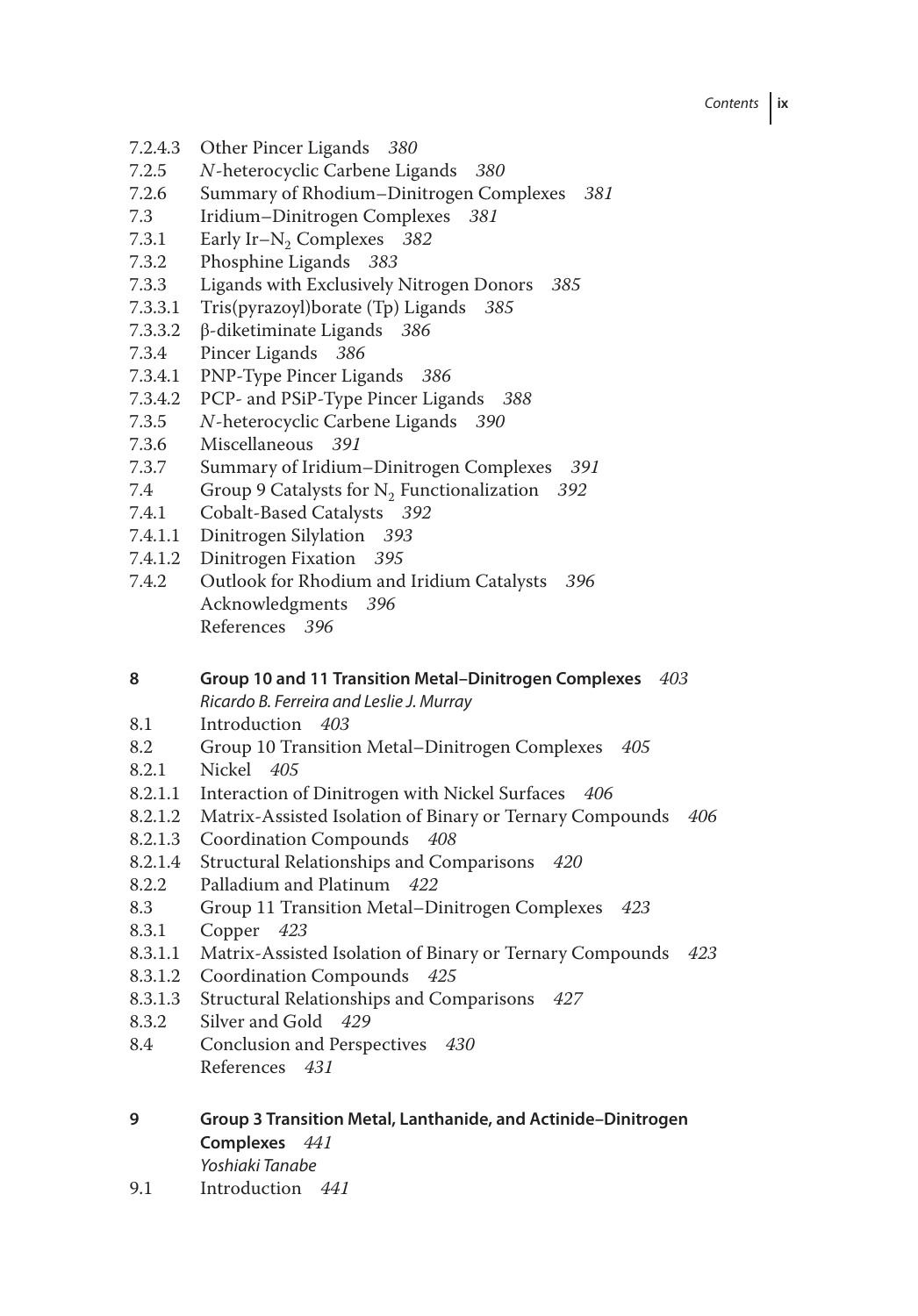7.2.4.3 Other Pincer Ligands *380*
7.2.5 *N*-heterocyclic Carbene Ligands *380*
7.2.6 Summary of Rhodium–Dinitrogen Complexes *381*
7.3 Iridium–Dinitrogen Complexes *381*
7.3.1 Early Ir–$N_2$ Complexes *382*
7.3.2 Phosphine Ligands *383*
7.3.3 Ligands with Exclusively Nitrogen Donors *385*
7.3.3.1 Tris(pyrazoyl)borate (Tp) Ligands *385*
7.3.3.2 β-diketiminate Ligands *386*
7.3.4 Pincer Ligands *386*
7.3.4.1 PNP-Type Pincer Ligands *386*
7.3.4.2 PCP- and PSiP-Type Pincer Ligands *388*
7.3.5 *N*-heterocyclic Carbene Ligands *390*
7.3.6 Miscellaneous *391*
7.3.7 Summary of Iridium–Dinitrogen Complexes *391*
7.4 Group 9 Catalysts for $N_2$ Functionalization *392*
7.4.1 Cobalt-Based Catalysts *392*
7.4.1.1 Dinitrogen Silylation *393*
7.4.1.2 Dinitrogen Fixation *395*
7.4.2 Outlook for Rhodium and Iridium Catalysts *396*
Acknowledgments *396*
References *396*

**8 Group 10 and 11 Transition Metal–Dinitrogen Complexes** *403*
*Ricardo B. Ferreira and Leslie J. Murray*
8.1 Introduction *403*
8.2 Group 10 Transition Metal–Dinitrogen Complexes *405*
8.2.1 Nickel *405*
8.2.1.1 Interaction of Dinitrogen with Nickel Surfaces *406*
8.2.1.2 Matrix-Assisted Isolation of Binary or Ternary Compounds *406*
8.2.1.3 Coordination Compounds *408*
8.2.1.4 Structural Relationships and Comparisons *420*
8.2.2 Palladium and Platinum *422*
8.3 Group 11 Transition Metal–Dinitrogen Complexes *423*
8.3.1 Copper *423*
8.3.1.1 Matrix-Assisted Isolation of Binary or Ternary Compounds *423*
8.3.1.2 Coordination Compounds *425*
8.3.1.3 Structural Relationships and Comparisons *427*
8.3.2 Silver and Gold *429*
8.4 Conclusion and Perspectives *430*
References *431*

**9 Group 3 Transition Metal, Lanthanide, and Actinide–Dinitrogen Complexes** *441*
*Yoshiaki Tanabe*
9.1 Introduction *441*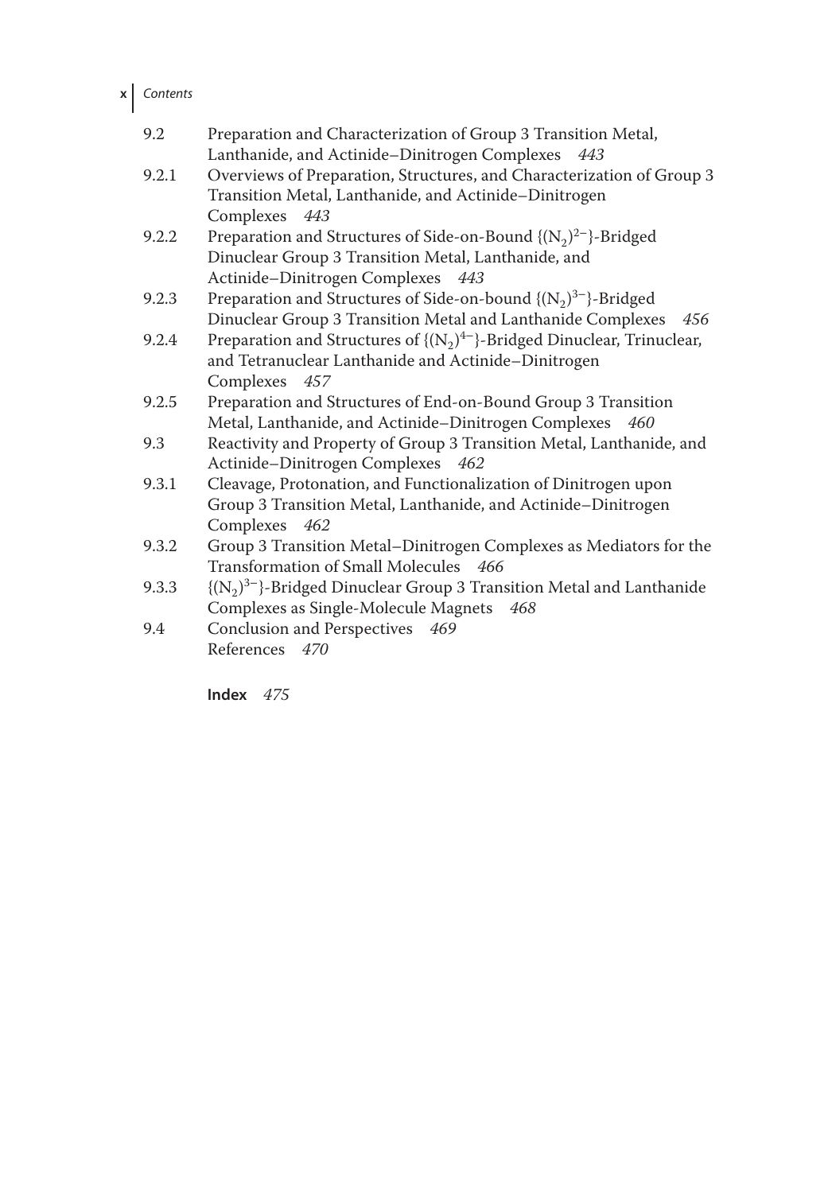9.2 Preparation and Characterization of Group 3 Transition Metal, Lanthanide, and Actinide–Dinitrogen Complexes *443*

9.2.1 Overviews of Preparation, Structures, and Characterization of Group 3 Transition Metal, Lanthanide, and Actinide–Dinitrogen Complexes *443*

9.2.2 Preparation and Structures of Side-on-Bound $\{(N_2)^{2-}\}$-Bridged Dinuclear Group 3 Transition Metal, Lanthanide, and Actinide–Dinitrogen Complexes *443*

9.2.3 Preparation and Structures of Side-on-bound $\{(N_2)^{3-}\}$-Bridged Dinuclear Group 3 Transition Metal and Lanthanide Complexes *456*

9.2.4 Preparation and Structures of $\{(N_2)^{4-}\}$-Bridged Dinuclear, Trinuclear, and Tetranuclear Lanthanide and Actinide–Dinitrogen Complexes *457*

9.2.5 Preparation and Structures of End-on-Bound Group 3 Transition Metal, Lanthanide, and Actinide–Dinitrogen Complexes *460*

9.3 Reactivity and Property of Group 3 Transition Metal, Lanthanide, and Actinide–Dinitrogen Complexes *462*

9.3.1 Cleavage, Protonation, and Functionalization of Dinitrogen upon Group 3 Transition Metal, Lanthanide, and Actinide–Dinitrogen Complexes *462*

9.3.2 Group 3 Transition Metal–Dinitrogen Complexes as Mediators for the Transformation of Small Molecules *466*

9.3.3 $\{(N_2)^{3-}\}$-Bridged Dinuclear Group 3 Transition Metal and Lanthanide Complexes as Single-Molecule Magnets *468*

9.4 Conclusion and Perspectives *469*

References *470*

**Index** *475*